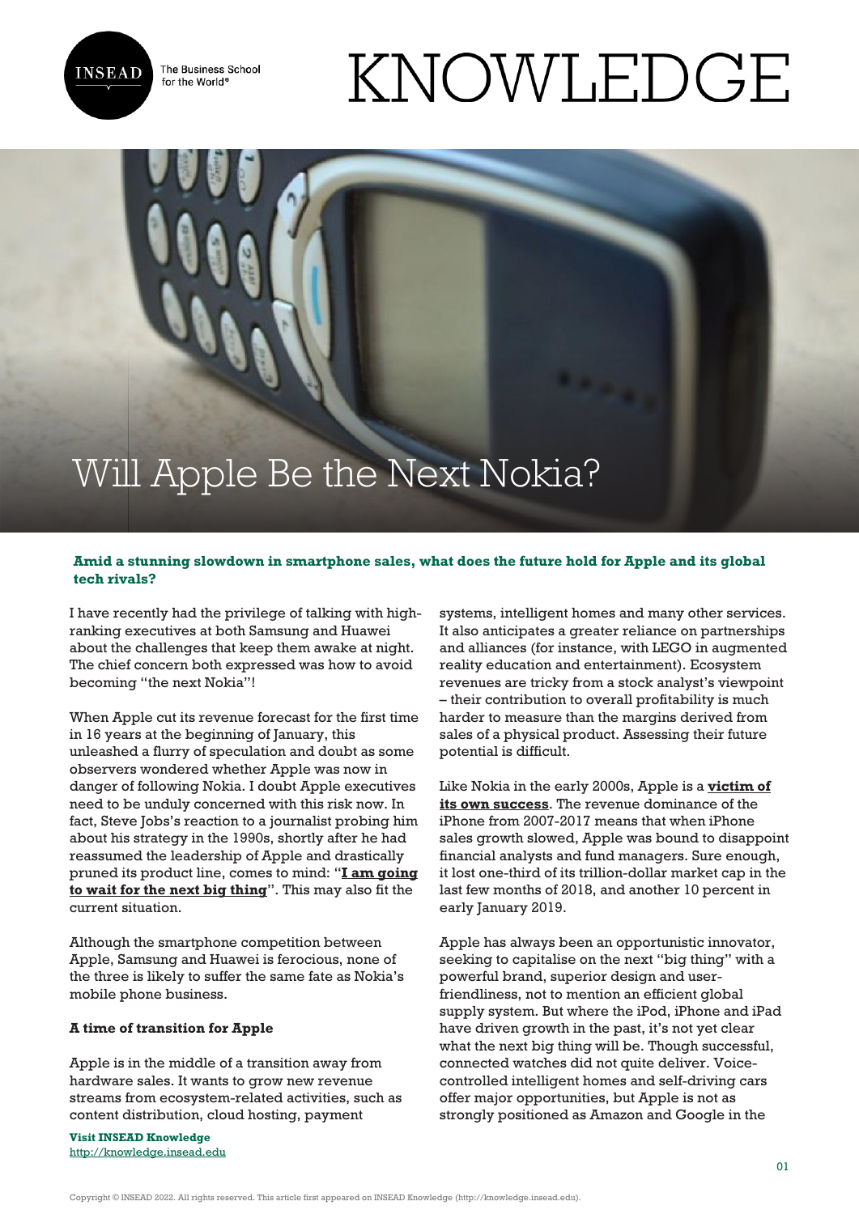# Will Apple Be the Next Nokia?

**Amid a stunning slowdown in smartphone sales, what does the future hold for Apple and its global tech rivals?**

I have recently had the privilege of talking with high-ranking executives at both Samsung and Huawei about the challenges that keep them awake at night. The chief concern both expressed was how to avoid becoming "the next Nokia"!

When Apple cut its revenue forecast for the first time in 16 years at the beginning of January, this unleashed a flurry of speculation and doubt as some observers wondered whether Apple was now in danger of following Nokia. I doubt Apple executives need to be unduly concerned with this risk now. In fact, Steve Jobs's reaction to a journalist probing him about his strategy in the 1990s, shortly after he had reassumed the leadership of Apple and drastically pruned its product line, comes to mind: "**I am going to wait for the next big thing**". This may also fit the current situation.

Although the smartphone competition between Apple, Samsung and Huawei is ferocious, none of the three is likely to suffer the same fate as Nokia's mobile phone business.

**A time of transition for Apple**

Apple is in the middle of a transition away from hardware sales. It wants to grow new revenue streams from ecosystem-related activities, such as content distribution, cloud hosting, payment systems, intelligent homes and many other services. It also anticipates a greater reliance on partnerships and alliances (for instance, with LEGO in augmented reality education and entertainment). Ecosystem revenues are tricky from a stock analyst's viewpoint – their contribution to overall profitability is much harder to measure than the margins derived from sales of a physical product. Assessing their future potential is difficult.

Like Nokia in the early 2000s, Apple is a **victim of its own success**. The revenue dominance of the iPhone from 2007-2017 means that when iPhone sales growth slowed, Apple was bound to disappoint financial analysts and fund managers. Sure enough, it lost one-third of its trillion-dollar market cap in the last few months of 2018, and another 10 percent in early January 2019.

Apple has always been an opportunistic innovator, seeking to capitalise on the next "big thing" with a powerful brand, superior design and user-friendliness, not to mention an efficient global supply system. But where the iPod, iPhone and iPad have driven growth in the past, it's not yet clear what the next big thing will be. Though successful, connected watches did not quite deliver. Voice-controlled intelligent homes and self-driving cars offer major opportunities, but Apple is not as strongly positioned as Amazon and Google in the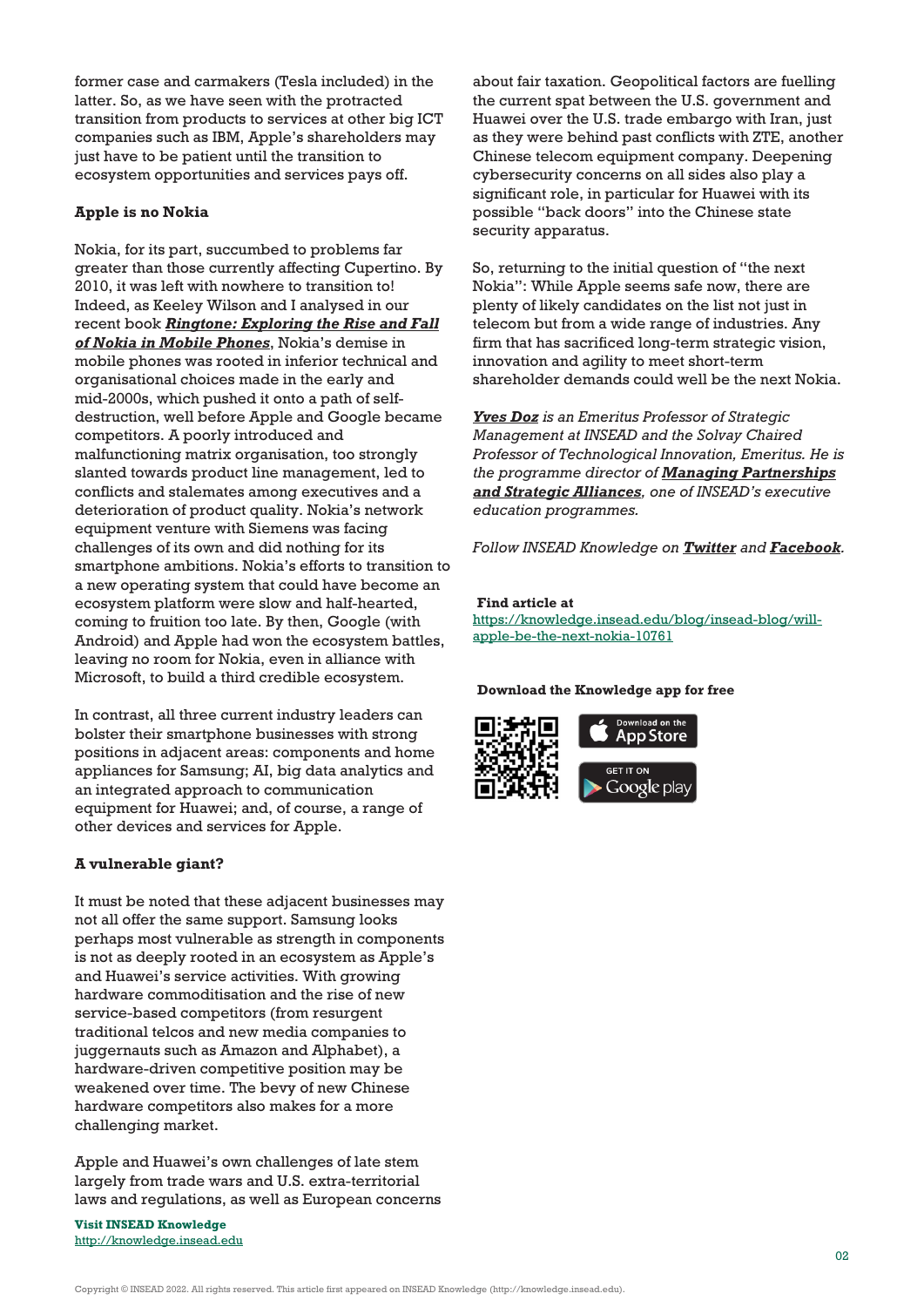former case and carmakers (Tesla included) in the latter. So, as we have seen with the protracted transition from products to services at other big ICT companies such as IBM, Apple's shareholders may just have to be patient until the transition to ecosystem opportunities and services pays off.

**Apple is no Nokia**

Nokia, for its part, succumbed to problems far greater than those currently affecting Cupertino. By 2010, it was left with nowhere to transition to! Indeed, as Keeley Wilson and I analysed in our recent book ***Ringtone: Exploring the Rise and Fall of Nokia in Mobile Phones***, Nokia's demise in mobile phones was rooted in inferior technical and organisational choices made in the early and mid-2000s, which pushed it onto a path of self-destruction, well before Apple and Google became competitors. A poorly introduced and malfunctioning matrix organisation, too strongly slanted towards product line management, led to conflicts and stalemates among executives and a deterioration of product quality. Nokia's network equipment venture with Siemens was facing challenges of its own and did nothing for its smartphone ambitions. Nokia's efforts to transition to a new operating system that could have become an ecosystem platform were slow and half-hearted, coming to fruition too late. By then, Google (with Android) and Apple had won the ecosystem battles, leaving no room for Nokia, even in alliance with Microsoft, to build a third credible ecosystem.

In contrast, all three current industry leaders can bolster their smartphone businesses with strong positions in adjacent areas: components and home appliances for Samsung; AI, big data analytics and an integrated approach to communication equipment for Huawei; and, of course, a range of other devices and services for Apple.

**A vulnerable giant?**

It must be noted that these adjacent businesses may not all offer the same support. Samsung looks perhaps most vulnerable as strength in components is not as deeply rooted in an ecosystem as Apple's and Huawei's service activities. With growing hardware commoditisation and the rise of new service-based competitors (from resurgent traditional telcos and new media companies to juggernauts such as Amazon and Alphabet), a hardware-driven competitive position may be weakened over time. The bevy of new Chinese hardware competitors also makes for a more challenging market.

Apple and Huawei's own challenges of late stem largely from trade wars and U.S. extra-territorial laws and regulations, as well as European concerns about fair taxation. Geopolitical factors are fuelling the current spat between the U.S. government and Huawei over the U.S. trade embargo with Iran, just as they were behind past conflicts with ZTE, another Chinese telecom equipment company. Deepening cybersecurity concerns on all sides also play a significant role, in particular for Huawei with its possible "back doors" into the Chinese state security apparatus.

So, returning to the initial question of "the next Nokia": While Apple seems safe now, there are plenty of likely candidates on the list not just in telecom but from a wide range of industries. Any firm that has sacrificed long-term strategic vision, innovation and agility to meet short-term shareholder demands could well be the next Nokia.

***Yves Doz*** *is an Emeritus Professor of Strategic Management at INSEAD and the Solvay Chaired Professor of Technological Innovation, Emeritus. He is the programme director of* ***Managing Partnerships and Strategic Alliances****, one of INSEAD's executive education programmes.*

*Follow INSEAD Knowledge on* ***Twitter*** *and* ***Facebook****.*

**Find article at**
https://knowledge.insead.edu/blog/insead-blog/will-apple-be-the-next-nokia-10761

**Download the Knowledge app for free**

Download on the App Store

GET IT ON Google play

**Visit INSEAD Knowledge**
http://knowledge.insead.edu

Copyright © INSEAD 2022. All rights reserved. This article first appeared on INSEAD Knowledge (http://knowledge.insead.edu).